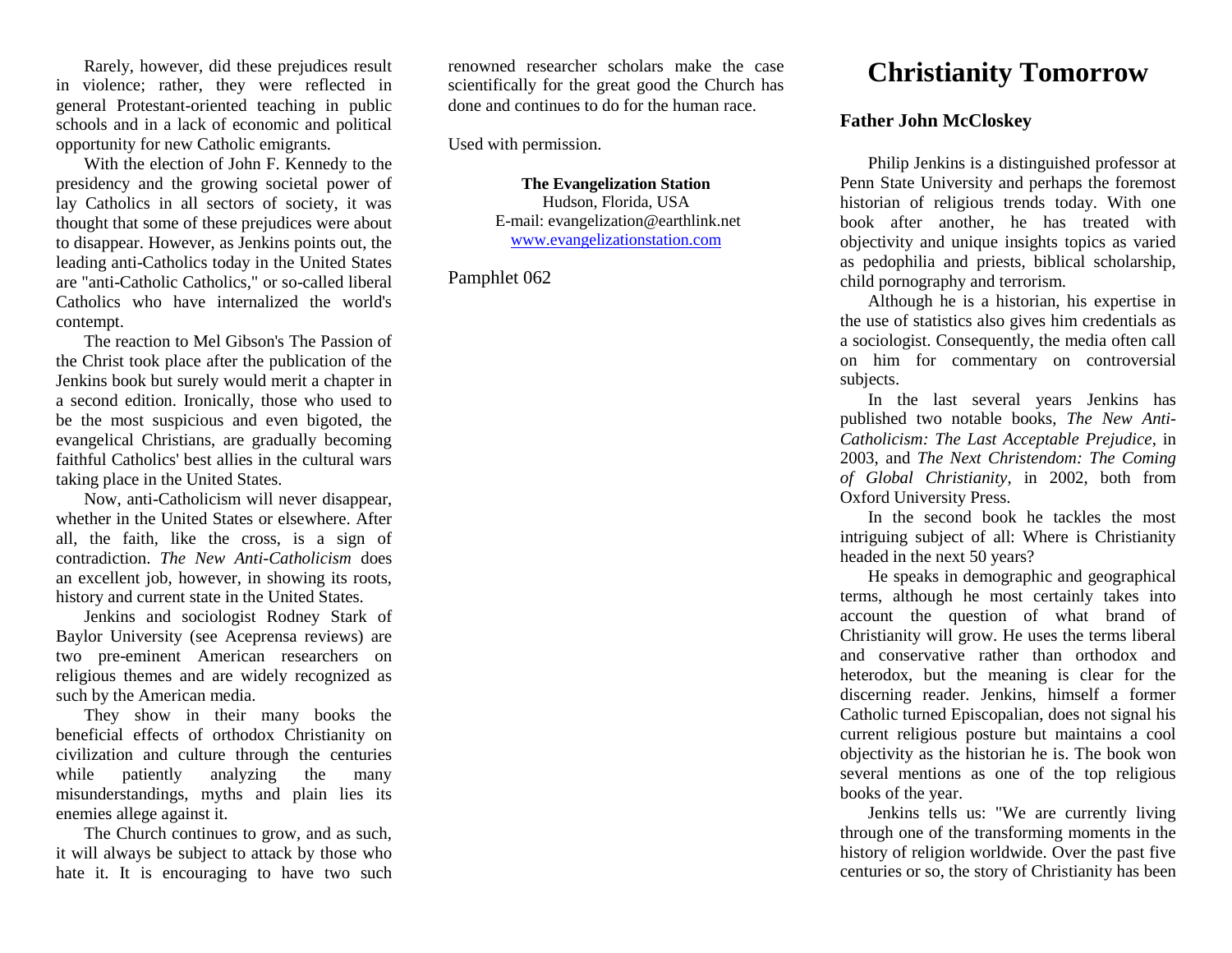Rarely, however, did these prejudices result in violence; rather, they were reflected in general Protestant-oriented teaching in public schools and in a lack of economic and political opportunity for new Catholic emigrants.

With the election of John F. Kennedy to the presidency and the growing societal power of lay Catholics in all sectors of society, it was thought that some of these prejudices were about to disappear. However, as Jenkins points out, the leading anti-Catholics today in the United States are "anti-Catholic Catholics," or so-called liberal Catholics who have internalized the world's contempt.

The reaction to Mel Gibson's The Passion of the Christ took place after the publication of the Jenkins book but surely would merit a chapter in a second edition. Ironically, those who used to be the most suspicious and even bigoted, the evangelical Christians, are gradually becoming faithful Catholics' best allies in the cultural wars taking place in the United States.

Now, anti-Catholicism will never disappear, whether in the United States or elsewhere. After all, the faith, like the cross, is a sign of contradiction. *The New Anti-Catholicism* does an excellent job, however, in showing its roots, history and current state in the United States.

Jenkins and sociologist Rodney Stark of Baylor University (see Aceprensa reviews) are two pre-eminent American researchers on religious themes and are widely recognized as such by the American media.

They show in their many books the beneficial effects of orthodox Christianity on civilization and culture through the centuries while patiently analyzing the many misunderstandings, myths and plain lies its enemies allege against it.

The Church continues to grow, and as such, it will always be subject to attack by those who hate it. It is encouraging to have two such renowned researcher scholars make the case scientifically for the great good the Church has done and continues to do for the human race.

Used with permission.

**The Evangelization Station**
Hudson, Florida, USA
E-mail: evangelization@earthlink.net
www.evangelizationstation.com

Pamphlet 062

# Christianity Tomorrow

### Father John McCloskey

Philip Jenkins is a distinguished professor at Penn State University and perhaps the foremost historian of religious trends today. With one book after another, he has treated with objectivity and unique insights topics as varied as pedophilia and priests, biblical scholarship, child pornography and terrorism.

Although he is a historian, his expertise in the use of statistics also gives him credentials as a sociologist. Consequently, the media often call on him for commentary on controversial subjects.

In the last several years Jenkins has published two notable books, *The New Anti-Catholicism: The Last Acceptable Prejudice*, in 2003, and *The Next Christendom: The Coming of Global Christianity*, in 2002, both from Oxford University Press.

In the second book he tackles the most intriguing subject of all: Where is Christianity headed in the next 50 years?

He speaks in demographic and geographical terms, although he most certainly takes into account the question of what brand of Christianity will grow. He uses the terms liberal and conservative rather than orthodox and heterodox, but the meaning is clear for the discerning reader. Jenkins, himself a former Catholic turned Episcopalian, does not signal his current religious posture but maintains a cool objectivity as the historian he is. The book won several mentions as one of the top religious books of the year.

Jenkins tells us: "We are currently living through one of the transforming moments in the history of religion worldwide. Over the past five centuries or so, the story of Christianity has been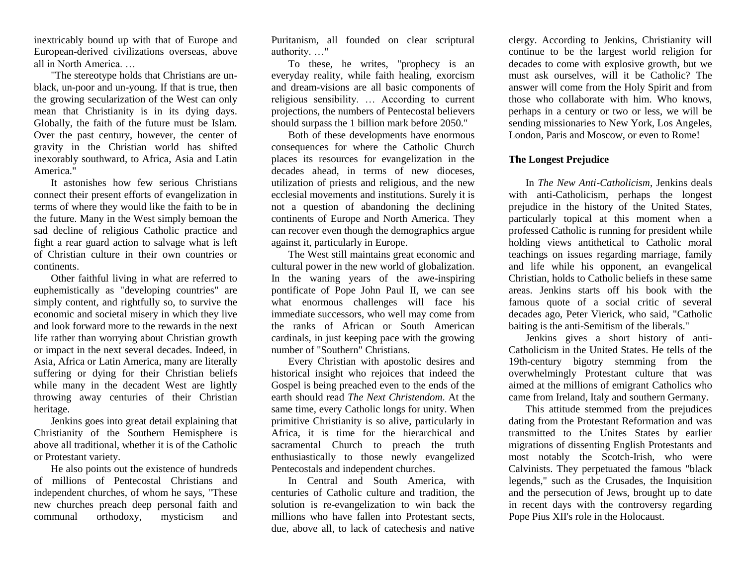inextricably bound up with that of Europe and European-derived civilizations overseas, above all in North America. …

"The stereotype holds that Christians are un-black, un-poor and un-young. If that is true, then the growing secularization of the West can only mean that Christianity is in its dying days. Globally, the faith of the future must be Islam. Over the past century, however, the center of gravity in the Christian world has shifted inexorably southward, to Africa, Asia and Latin America."

It astonishes how few serious Christians connect their present efforts of evangelization in terms of where they would like the faith to be in the future. Many in the West simply bemoan the sad decline of religious Catholic practice and fight a rear guard action to salvage what is left of Christian culture in their own countries or continents.

Other faithful living in what are referred to euphemistically as "developing countries" are simply content, and rightfully so, to survive the economic and societal misery in which they live and look forward more to the rewards in the next life rather than worrying about Christian growth or impact in the next several decades. Indeed, in Asia, Africa or Latin America, many are literally suffering or dying for their Christian beliefs while many in the decadent West are lightly throwing away centuries of their Christian heritage.

Jenkins goes into great detail explaining that Christianity of the Southern Hemisphere is above all traditional, whether it is of the Catholic or Protestant variety.

He also points out the existence of hundreds of millions of Pentecostal Christians and independent churches, of whom he says, "These new churches preach deep personal faith and communal orthodoxy, mysticism and Puritanism, all founded on clear scriptural authority. …"

To these, he writes, "prophecy is an everyday reality, while faith healing, exorcism and dream-visions are all basic components of religious sensibility. … According to current projections, the numbers of Pentecostal believers should surpass the 1 billion mark before 2050."

Both of these developments have enormous consequences for where the Catholic Church places its resources for evangelization in the decades ahead, in terms of new dioceses, utilization of priests and religious, and the new ecclesial movements and institutions. Surely it is not a question of abandoning the declining continents of Europe and North America. They can recover even though the demographics argue against it, particularly in Europe.

The West still maintains great economic and cultural power in the new world of globalization. In the waning years of the awe-inspiring pontificate of Pope John Paul II, we can see what enormous challenges will face his immediate successors, who well may come from the ranks of African or South American cardinals, in just keeping pace with the growing number of "Southern" Christians.

Every Christian with apostolic desires and historical insight who rejoices that indeed the Gospel is being preached even to the ends of the earth should read *The Next Christendom*. At the same time, every Catholic longs for unity. When primitive Christianity is so alive, particularly in Africa, it is time for the hierarchical and sacramental Church to preach the truth enthusiastically to those newly evangelized Pentecostals and independent churches.

In Central and South America, with centuries of Catholic culture and tradition, the solution is re-evangelization to win back the millions who have fallen into Protestant sects, due, above all, to lack of catechesis and native clergy. According to Jenkins, Christianity will continue to be the largest world religion for decades to come with explosive growth, but we must ask ourselves, will it be Catholic? The answer will come from the Holy Spirit and from those who collaborate with him. Who knows, perhaps in a century or two or less, we will be sending missionaries to New York, Los Angeles, London, Paris and Moscow, or even to Rome!

**The Longest Prejudice**

In *The New Anti-Catholicism*, Jenkins deals with anti-Catholicism, perhaps the longest prejudice in the history of the United States, particularly topical at this moment when a professed Catholic is running for president while holding views antithetical to Catholic moral teachings on issues regarding marriage, family and life while his opponent, an evangelical Christian, holds to Catholic beliefs in these same areas. Jenkins starts off his book with the famous quote of a social critic of several decades ago, Peter Vierick, who said, "Catholic baiting is the anti-Semitism of the liberals."

Jenkins gives a short history of anti-Catholicism in the United States. He tells of the 19th-century bigotry stemming from the overwhelmingly Protestant culture that was aimed at the millions of emigrant Catholics who came from Ireland, Italy and southern Germany.

This attitude stemmed from the prejudices dating from the Protestant Reformation and was transmitted to the Unites States by earlier migrations of dissenting English Protestants and most notably the Scotch-Irish, who were Calvinists. They perpetuated the famous "black legends," such as the Crusades, the Inquisition and the persecution of Jews, brought up to date in recent days with the controversy regarding Pope Pius XII's role in the Holocaust.